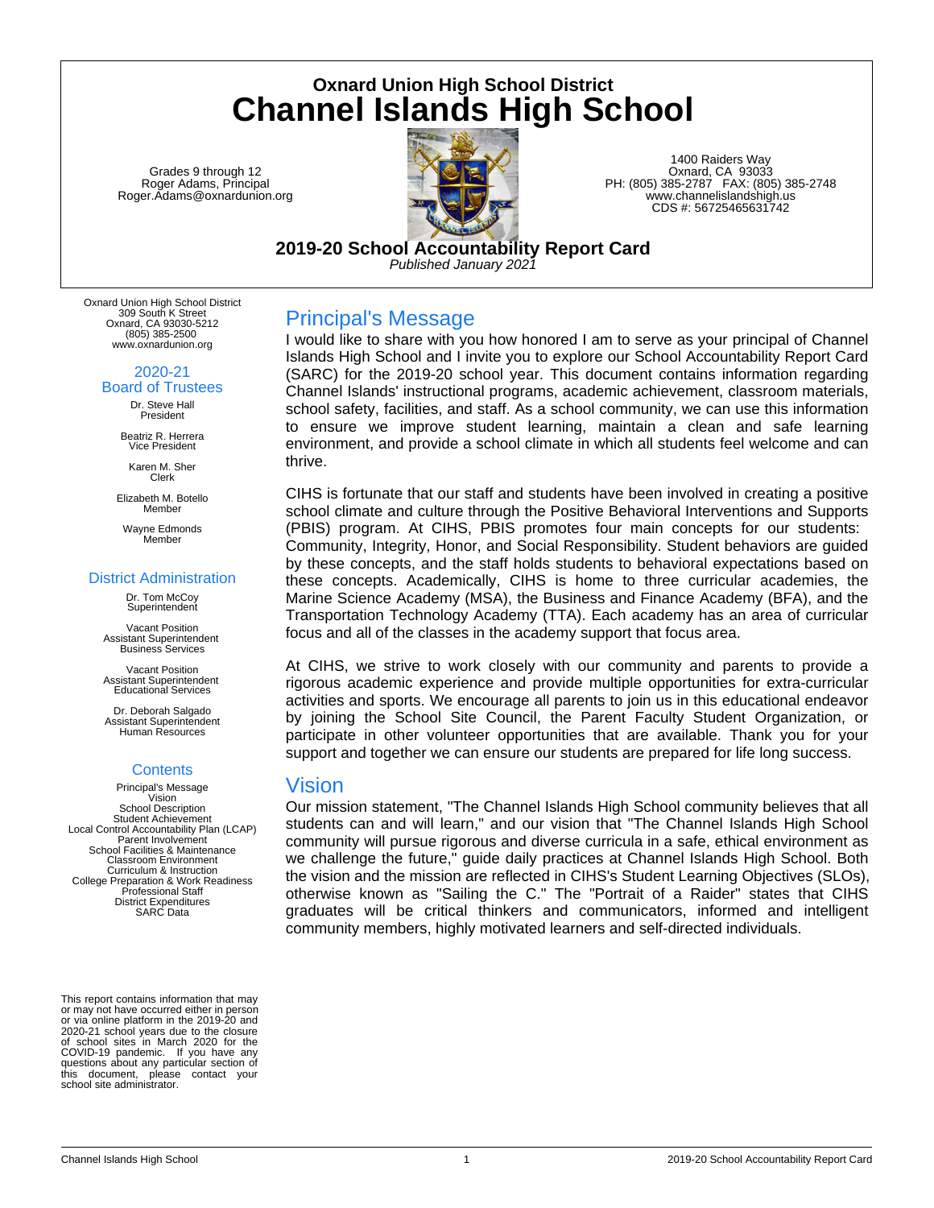# Oxnard Union High School District

# Channel Islands High School

Grades 9 through 12
Roger Adams, Principal
Roger.Adams@oxnardunion.org

1400 Raiders Way
Oxnard, CA 93033
PH: (805) 385-2787 FAX: (805) 385-2748
www.channelislandshigh.us
CDS #: 56725465631742

**2019-20 School Accountability Report Card**
*Published January 2021*

Oxnard Union High School District
309 South K Street
Oxnard, CA 93030-5212
(805) 385-2500
www.oxnardunion.org

## 2020-21 Board of Trustees

Dr. Steve Hall
President

Beatriz R. Herrera
Vice President

Karen M. Sher
Clerk

Elizabeth M. Botello
Member

Wayne Edmonds
Member

## District Administration

Dr. Tom McCoy
Superintendent

Vacant Position
Assistant Superintendent
Business Services

Vacant Position
Assistant Superintendent
Educational Services

Dr. Deborah Salgado
Assistant Superintendent
Human Resources

## Contents

Principal's Message
Vision
School Description
Student Achievement
Local Control Accountability Plan (LCAP)
Parent Involvement
School Facilities & Maintenance
Classroom Environment
Curriculum & Instruction
College Preparation & Work Readiness
Professional Staff
District Expenditures
SARC Data

This report contains information that may or may not have occurred either in person or via online platform in the 2019-20 and 2020-21 school years due to the closure of school sites in March 2020 for the COVID-19 pandemic. If you have any questions about any particular section of this document, please contact your school site administrator.

## Principal's Message

I would like to share with you how honored I am to serve as your principal of Channel Islands High School and I invite you to explore our School Accountability Report Card (SARC) for the 2019-20 school year. This document contains information regarding Channel Islands' instructional programs, academic achievement, classroom materials, school safety, facilities, and staff. As a school community, we can use this information to ensure we improve student learning, maintain a clean and safe learning environment, and provide a school climate in which all students feel welcome and can thrive.

CIHS is fortunate that our staff and students have been involved in creating a positive school climate and culture through the Positive Behavioral Interventions and Supports (PBIS) program. At CIHS, PBIS promotes four main concepts for our students: Community, Integrity, Honor, and Social Responsibility. Student behaviors are guided by these concepts, and the staff holds students to behavioral expectations based on these concepts. Academically, CIHS is home to three curricular academies, the Marine Science Academy (MSA), the Business and Finance Academy (BFA), and the Transportation Technology Academy (TTA). Each academy has an area of curricular focus and all of the classes in the academy support that focus area.

At CIHS, we strive to work closely with our community and parents to provide a rigorous academic experience and provide multiple opportunities for extra-curricular activities and sports. We encourage all parents to join us in this educational endeavor by joining the School Site Council, the Parent Faculty Student Organization, or participate in other volunteer opportunities that are available. Thank you for your support and together we can ensure our students are prepared for life long success.

## Vision

Our mission statement, "The Channel Islands High School community believes that all students can and will learn," and our vision that "The Channel Islands High School community will pursue rigorous and diverse curricula in a safe, ethical environment as we challenge the future," guide daily practices at Channel Islands High School. Both the vision and the mission are reflected in CIHS's Student Learning Objectives (SLOs), otherwise known as "Sailing the C." The "Portrait of a Raider" states that CIHS graduates will be critical thinkers and communicators, informed and intelligent community members, highly motivated learners and self-directed individuals.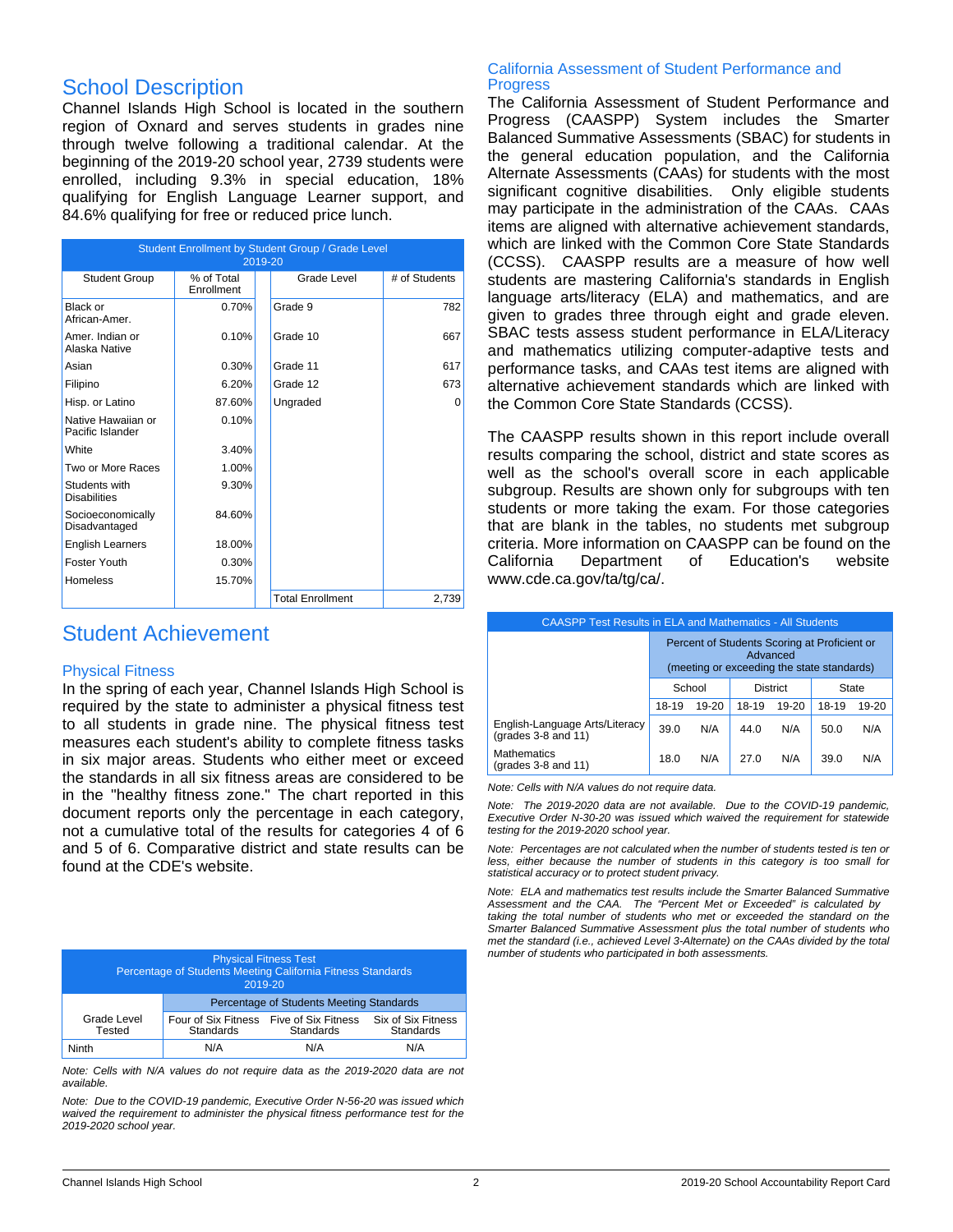## School Description

Channel Islands High School is located in the southern region of Oxnard and serves students in grades nine through twelve following a traditional calendar. At the beginning of the 2019-20 school year, 2739 students were enrolled, including 9.3% in special education, 18% qualifying for English Language Learner support, and 84.6% qualifying for free or reduced price lunch.

| Student Enrollment by Student Group / Grade Level 2019-20 | | | |
|---|---|---|---|
| Student Group | % of Total Enrollment | Grade Level | # of Students |
| Black or African-Amer. | 0.70% | Grade 9 | 782 |
| Amer. Indian or Alaska Native | 0.10% | Grade 10 | 667 |
| Asian | 0.30% | Grade 11 | 617 |
| Filipino | 6.20% | Grade 12 | 673 |
| Hisp. or Latino | 87.60% | Ungraded | 0 |
| Native Hawaiian or Pacific Islander | 0.10% | | |
| White | 3.40% | | |
| Two or More Races | 1.00% | | |
| Students with Disabilities | 9.30% | | |
| Socioeconomically Disadvantaged | 84.60% | | |
| English Learners | 18.00% | | |
| Foster Youth | 0.30% | | |
| Homeless | 15.70% | | |
| | | Total Enrollment | 2,739 |

## Student Achievement

### Physical Fitness

In the spring of each year, Channel Islands High School is required by the state to administer a physical fitness test to all students in grade nine. The physical fitness test measures each student's ability to complete fitness tasks in six major areas. Students who either meet or exceed the standards in all six fitness areas are considered to be in the "healthy fitness zone." The chart reported in this document reports only the percentage in each category, not a cumulative total of the results for categories 4 of 6 and 5 of 6. Comparative district and state results can be found at the CDE's website.

| Physical Fitness Test Percentage of Students Meeting California Fitness Standards 2019-20 | | | |
|---|---|---|---|
| | Percentage of Students Meeting Standards | | |
| Grade Level Tested | Four of Six Fitness Standards | Five of Six Fitness Standards | Six of Six Fitness Standards |
| Ninth | N/A | N/A | N/A |

*Note: Cells with N/A values do not require data as the 2019-2020 data are not available.*

*Note: Due to the COVID-19 pandemic, Executive Order N-56-20 was issued which waived the requirement to administer the physical fitness performance test for the 2019-2020 school year.*

### California Assessment of Student Performance and Progress

The California Assessment of Student Performance and Progress (CAASPP) System includes the Smarter Balanced Summative Assessments (SBAC) for students in the general education population, and the California Alternate Assessments (CAAs) for students with the most significant cognitive disabilities. Only eligible students may participate in the administration of the CAAs. CAAs items are aligned with alternative achievement standards, which are linked with the Common Core State Standards (CCSS). CAASPP results are a measure of how well students are mastering California's standards in English language arts/literacy (ELA) and mathematics, and are given to grades three through eight and grade eleven. SBAC tests assess student performance in ELA/Literacy and mathematics utilizing computer-adaptive tests and performance tasks, and CAAs test items are aligned with alternative achievement standards which are linked with the Common Core State Standards (CCSS).

The CAASPP results shown in this report include overall results comparing the school, district and state scores as well as the school's overall score in each applicable subgroup. Results are shown only for subgroups with ten students or more taking the exam. For those categories that are blank in the tables, no students met subgroup criteria. More information on CAASPP can be found on the California Department of Education's website www.cde.ca.gov/ta/tg/ca/.

| CAASPP Test Results in ELA and Mathematics - All Students | | | | | | |
|---|---|---|---|---|---|---|
| | Percent of Students Scoring at Proficient or Advanced (meeting or exceeding the state standards) | | | | | |
| | School | | District | | State | |
| | 18-19 | 19-20 | 18-19 | 19-20 | 18-19 | 19-20 |
| English-Language Arts/Literacy (grades 3-8 and 11) | 39.0 | N/A | 44.0 | N/A | 50.0 | N/A |
| Mathematics (grades 3-8 and 11) | 18.0 | N/A | 27.0 | N/A | 39.0 | N/A |

*Note: Cells with N/A values do not require data.*

*Note: The 2019-2020 data are not available. Due to the COVID-19 pandemic, Executive Order N-30-20 was issued which waived the requirement for statewide testing for the 2019-2020 school year.*

*Note: Percentages are not calculated when the number of students tested is ten or less, either because the number of students in this category is too small for statistical accuracy or to protect student privacy.*

*Note: ELA and mathematics test results include the Smarter Balanced Summative Assessment and the CAA. The "Percent Met or Exceeded" is calculated by taking the total number of students who met or exceeded the standard on the Smarter Balanced Summative Assessment plus the total number of students who met the standard (i.e., achieved Level 3-Alternate) on the CAAs divided by the total number of students who participated in both assessments.*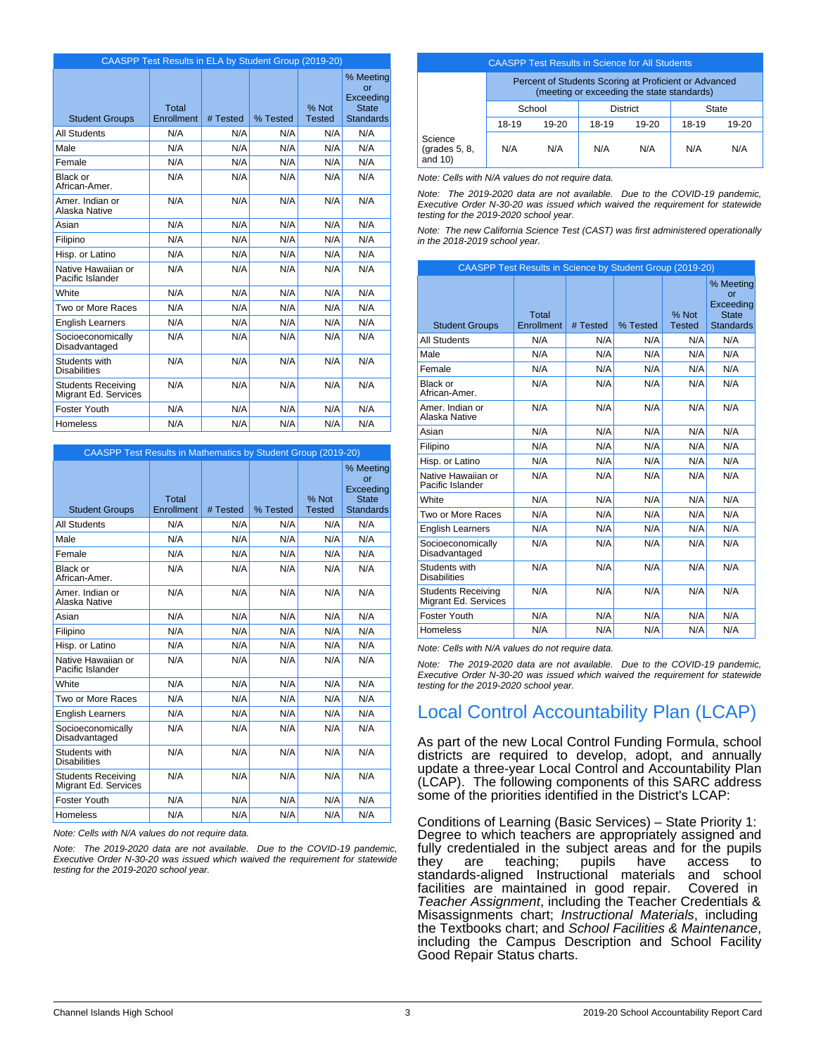| CAASPP Test Results in ELA by Student Group (2019-20) | | | | | |
|---|---|---|---|---|---|
| Student Groups | Total Enrollment | # Tested | % Tested | % Not Tested | % Meeting or Exceeding State Standards |
| All Students | N/A | N/A | N/A | N/A | N/A |
| Male | N/A | N/A | N/A | N/A | N/A |
| Female | N/A | N/A | N/A | N/A | N/A |
| Black or African-Amer. | N/A | N/A | N/A | N/A | N/A |
| Amer. Indian or Alaska Native | N/A | N/A | N/A | N/A | N/A |
| Asian | N/A | N/A | N/A | N/A | N/A |
| Filipino | N/A | N/A | N/A | N/A | N/A |
| Hisp. or Latino | N/A | N/A | N/A | N/A | N/A |
| Native Hawaiian or Pacific Islander | N/A | N/A | N/A | N/A | N/A |
| White | N/A | N/A | N/A | N/A | N/A |
| Two or More Races | N/A | N/A | N/A | N/A | N/A |
| English Learners | N/A | N/A | N/A | N/A | N/A |
| Socioeconomically Disadvantaged | N/A | N/A | N/A | N/A | N/A |
| Students with Disabilities | N/A | N/A | N/A | N/A | N/A |
| Students Receiving Migrant Ed. Services | N/A | N/A | N/A | N/A | N/A |
| Foster Youth | N/A | N/A | N/A | N/A | N/A |
| Homeless | N/A | N/A | N/A | N/A | N/A |

| CAASPP Test Results in Mathematics by Student Group (2019-20) | | | | | |
|---|---|---|---|---|---|
| Student Groups | Total Enrollment | # Tested | % Tested | % Not Tested | % Meeting or Exceeding State Standards |
| All Students | N/A | N/A | N/A | N/A | N/A |
| Male | N/A | N/A | N/A | N/A | N/A |
| Female | N/A | N/A | N/A | N/A | N/A |
| Black or African-Amer. | N/A | N/A | N/A | N/A | N/A |
| Amer. Indian or Alaska Native | N/A | N/A | N/A | N/A | N/A |
| Asian | N/A | N/A | N/A | N/A | N/A |
| Filipino | N/A | N/A | N/A | N/A | N/A |
| Hisp. or Latino | N/A | N/A | N/A | N/A | N/A |
| Native Hawaiian or Pacific Islander | N/A | N/A | N/A | N/A | N/A |
| White | N/A | N/A | N/A | N/A | N/A |
| Two or More Races | N/A | N/A | N/A | N/A | N/A |
| English Learners | N/A | N/A | N/A | N/A | N/A |
| Socioeconomically Disadvantaged | N/A | N/A | N/A | N/A | N/A |
| Students with Disabilities | N/A | N/A | N/A | N/A | N/A |
| Students Receiving Migrant Ed. Services | N/A | N/A | N/A | N/A | N/A |
| Foster Youth | N/A | N/A | N/A | N/A | N/A |
| Homeless | N/A | N/A | N/A | N/A | N/A |

*Note: Cells with N/A values do not require data.*

*Note: The 2019-2020 data are not available. Due to the COVID-19 pandemic, Executive Order N-30-20 was issued which waived the requirement for statewide testing for the 2019-2020 school year.*

| CAASPP Test Results in Science for All Students | | | | | | |
|---|---|---|---|---|---|---|
| | Percent of Students Scoring at Proficient or Advanced (meeting or exceeding the state standards) | | | | | |
| | School | | District | | State | |
| | 18-19 | 19-20 | 18-19 | 19-20 | 18-19 | 19-20 |
| Science (grades 5, 8, and 10) | N/A | N/A | N/A | N/A | N/A | N/A |

*Note: Cells with N/A values do not require data.*

*Note: The 2019-2020 data are not available. Due to the COVID-19 pandemic, Executive Order N-30-20 was issued which waived the requirement for statewide testing for the 2019-2020 school year.*

*Note: The new California Science Test (CAST) was first administered operationally in the 2018-2019 school year.*

| CAASPP Test Results in Science by Student Group (2019-20) | | | | | |
|---|---|---|---|---|---|
| Student Groups | Total Enrollment | # Tested | % Tested | % Not Tested | % Meeting or Exceeding State Standards |
| All Students | N/A | N/A | N/A | N/A | N/A |
| Male | N/A | N/A | N/A | N/A | N/A |
| Female | N/A | N/A | N/A | N/A | N/A |
| Black or African-Amer. | N/A | N/A | N/A | N/A | N/A |
| Amer. Indian or Alaska Native | N/A | N/A | N/A | N/A | N/A |
| Asian | N/A | N/A | N/A | N/A | N/A |
| Filipino | N/A | N/A | N/A | N/A | N/A |
| Hisp. or Latino | N/A | N/A | N/A | N/A | N/A |
| Native Hawaiian or Pacific Islander | N/A | N/A | N/A | N/A | N/A |
| White | N/A | N/A | N/A | N/A | N/A |
| Two or More Races | N/A | N/A | N/A | N/A | N/A |
| English Learners | N/A | N/A | N/A | N/A | N/A |
| Socioeconomically Disadvantaged | N/A | N/A | N/A | N/A | N/A |
| Students with Disabilities | N/A | N/A | N/A | N/A | N/A |
| Students Receiving Migrant Ed. Services | N/A | N/A | N/A | N/A | N/A |
| Foster Youth | N/A | N/A | N/A | N/A | N/A |
| Homeless | N/A | N/A | N/A | N/A | N/A |

*Note: Cells with N/A values do not require data.*

*Note: The 2019-2020 data are not available. Due to the COVID-19 pandemic, Executive Order N-30-20 was issued which waived the requirement for statewide testing for the 2019-2020 school year.*

# Local Control Accountability Plan (LCAP)

As part of the new Local Control Funding Formula, school districts are required to develop, adopt, and annually update a three-year Local Control and Accountability Plan (LCAP). The following components of this SARC address some of the priorities identified in the District's LCAP:

Conditions of Learning (Basic Services) – State Priority 1: Degree to which teachers are appropriately assigned and fully credentialed in the subject areas and for the pupils they are teaching; pupils have access to standards-aligned Instructional materials and school facilities are maintained in good repair. Covered in *Teacher Assignment*, including the Teacher Credentials & Misassignments chart; *Instructional Materials*, including the Textbooks chart; and *School Facilities & Maintenance*, including the Campus Description and School Facility Good Repair Status charts.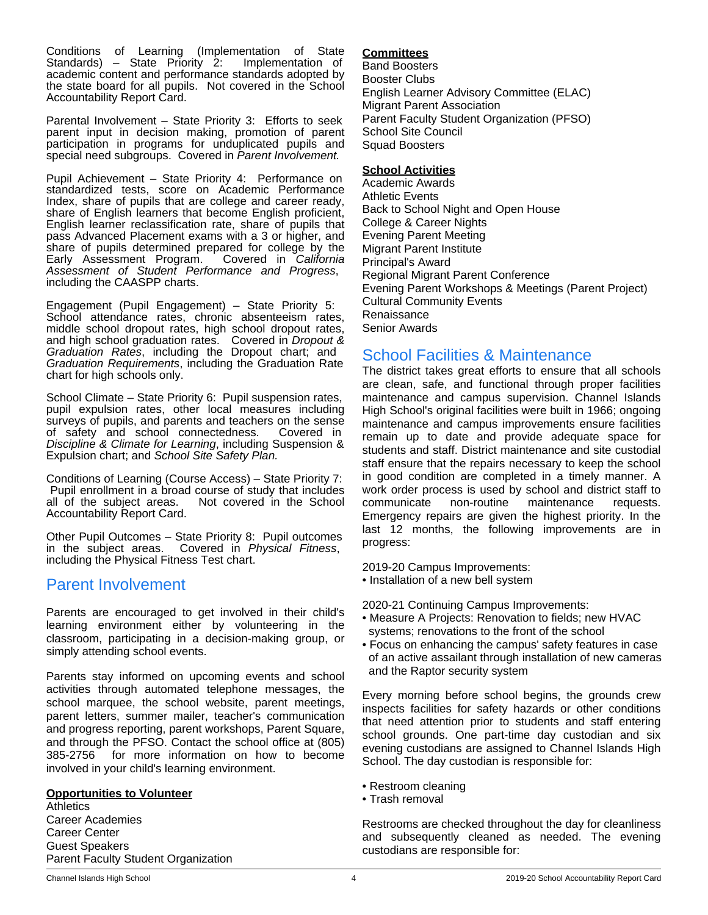Conditions of Learning (Implementation of State Standards) – State Priority 2: Implementation of academic content and performance standards adopted by the state board for all pupils. Not covered in the School Accountability Report Card.

Parental Involvement – State Priority 3: Efforts to seek parent input in decision making, promotion of parent participation in programs for unduplicated pupils and special need subgroups. Covered in *Parent Involvement.*

Pupil Achievement – State Priority 4: Performance on standardized tests, score on Academic Performance Index, share of pupils that are college and career ready, share of English learners that become English proficient, English learner reclassification rate, share of pupils that pass Advanced Placement exams with a 3 or higher, and share of pupils determined prepared for college by the Early Assessment Program. Covered in *California Assessment of Student Performance and Progress*, including the CAASPP charts.

Engagement (Pupil Engagement) – State Priority 5: School attendance rates, chronic absenteeism rates, middle school dropout rates, high school dropout rates, and high school graduation rates. Covered in *Dropout & Graduation Rates*, including the Dropout chart; and *Graduation Requirements*, including the Graduation Rate chart for high schools only.

School Climate – State Priority 6: Pupil suspension rates, pupil expulsion rates, other local measures including surveys of pupils, and parents and teachers on the sense of safety and school connectedness. Covered in *Discipline & Climate for Learning*, including Suspension & Expulsion chart; and *School Site Safety Plan.*

Conditions of Learning (Course Access) – State Priority 7: Pupil enrollment in a broad course of study that includes all of the subject areas. Not covered in the School Accountability Report Card.

Other Pupil Outcomes – State Priority 8: Pupil outcomes in the subject areas. Covered in *Physical Fitness*, including the Physical Fitness Test chart.

## Parent Involvement

Parents are encouraged to get involved in their child's learning environment either by volunteering in the classroom, participating in a decision-making group, or simply attending school events.

Parents stay informed on upcoming events and school activities through automated telephone messages, the school marquee, the school website, parent meetings, parent letters, summer mailer, teacher's communication and progress reporting, parent workshops, Parent Square, and through the PFSO. Contact the school office at (805) 385-2756 for more information on how to become involved in your child's learning environment.

**Opportunities to Volunteer**

Athletics
Career Academies
Career Center
Guest Speakers
Parent Faculty Student Organization

**Committees**

Band Boosters
Booster Clubs
English Learner Advisory Committee (ELAC)
Migrant Parent Association
Parent Faculty Student Organization (PFSO)
School Site Council
Squad Boosters

**School Activities**

Academic Awards
Athletic Events
Back to School Night and Open House
College & Career Nights
Evening Parent Meeting
Migrant Parent Institute
Principal's Award
Regional Migrant Parent Conference
Evening Parent Workshops & Meetings (Parent Project)
Cultural Community Events
Renaissance
Senior Awards

## School Facilities & Maintenance

The district takes great efforts to ensure that all schools are clean, safe, and functional through proper facilities maintenance and campus supervision. Channel Islands High School's original facilities were built in 1966; ongoing maintenance and campus improvements ensure facilities remain up to date and provide adequate space for students and staff. District maintenance and site custodial staff ensure that the repairs necessary to keep the school in good condition are completed in a timely manner. A work order process is used by school and district staff to communicate non-routine maintenance requests. Emergency repairs are given the highest priority. In the last 12 months, the following improvements are in progress:

2019-20 Campus Improvements:

- Installation of a new bell system

2020-21 Continuing Campus Improvements:

- Measure A Projects: Renovation to fields; new HVAC systems; renovations to the front of the school
- Focus on enhancing the campus' safety features in case of an active assailant through installation of new cameras and the Raptor security system

Every morning before school begins, the grounds crew inspects facilities for safety hazards or other conditions that need attention prior to students and staff entering school grounds. One part-time day custodian and six evening custodians are assigned to Channel Islands High School. The day custodian is responsible for:

- Restroom cleaning
- Trash removal

Restrooms are checked throughout the day for cleanliness and subsequently cleaned as needed. The evening custodians are responsible for: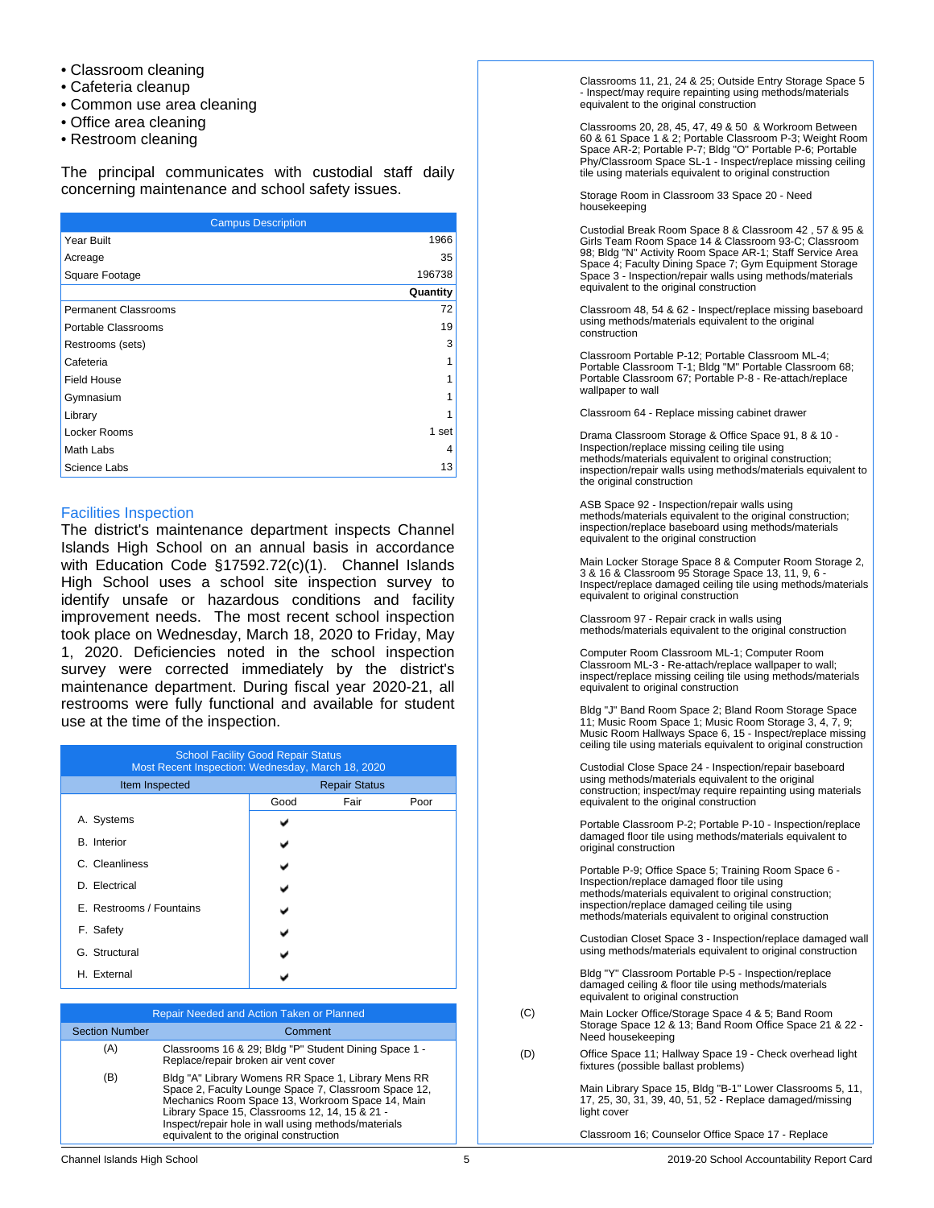- Classroom cleaning
- Cafeteria cleanup
- Common use area cleaning
- Office area cleaning
- Restroom cleaning

The principal communicates with custodial staff daily concerning maintenance and school safety issues.

| Campus Description | |
|---|---|
| Year Built | 1966 |
| Acreage | 35 |
| Square Footage | 196738 |
| | **Quantity** |
| Permanent Classrooms | 72 |
| Portable Classrooms | 19 |
| Restrooms (sets) | 3 |
| Cafeteria | 1 |
| Field House | 1 |
| Gymnasium | 1 |
| Library | 1 |
| Locker Rooms | 1 set |
| Math Labs | 4 |
| Science Labs | 13 |

## Facilities Inspection

The district's maintenance department inspects Channel Islands High School on an annual basis in accordance with Education Code §17592.72(c)(1). Channel Islands High School uses a school site inspection survey to identify unsafe or hazardous conditions and facility improvement needs. The most recent school inspection took place on Wednesday, March 18, 2020 to Friday, May 1, 2020. Deficiencies noted in the school inspection survey were corrected immediately by the district's maintenance department. During fiscal year 2020-21, all restrooms were fully functional and available for student use at the time of the inspection.

**School Facility Good Repair Status**
Most Recent Inspection: Wednesday, March 18, 2020

| Item Inspected | Repair Status | | |
|---|---|---|---|
| | Good | Fair | Poor |
| A. Systems | ✔ | | |
| B. Interior | ✔ | | |
| C. Cleanliness | ✔ | | |
| D. Electrical | ✔ | | |
| E. Restrooms / Fountains | ✔ | | |
| F. Safety | ✔ | | |
| G. Structural | ✔ | | |
| H. External | ✔ | | |

**Repair Needed and Action Taken or Planned**

| Section Number | Comment |
|---|---|
| (A) | Classrooms 16 & 29; Bldg "P" Student Dining Space 1 - Replace/repair broken air vent cover |
| (B) | Bldg "A" Library Womens RR Space 1, Library Mens RR Space 2, Faculty Lounge Space 7, Classroom Space 12, Mechanics Room Space 13, Workroom Space 14, Main Library Space 15, Classrooms 12, 14, 15 & 21 - Inspect/repair hole in wall using methods/materials equivalent to the original construction |
| | Classrooms 11, 21, 24 & 25; Outside Entry Storage Space 5 - Inspect/may require repainting using methods/materials equivalent to the original construction |
| | Classrooms 20, 28, 45, 47, 49 & 50 & Workroom Between 60 & 61 Space 1 & 2; Portable Classroom P-3; Weight Room Space AR-2; Portable P-7; Bldg "O" Portable P-6; Portable Phy/Classroom Space SL-1 - Inspect/replace missing ceiling tile using materials equivalent to original construction |
| | Storage Room in Classroom 33 Space 20 - Need housekeeping |
| | Custodial Break Room Space 8 & Classroom 42 , 57 & 95 & Girls Team Room Space 14 & Classroom 93-C; Classroom 98; Bldg "N" Activity Room Space AR-1; Staff Service Area Space 4; Faculty Dining Space 7; Gym Equipment Storage Space 3 - Inspection/repair walls using methods/materials equivalent to the original construction |
| | Classroom 48, 54 & 62 - Inspect/replace missing baseboard using methods/materials equivalent to the original construction |
| | Classroom Portable P-12; Portable Classroom ML-4; Portable Classroom T-1; Bldg "M" Portable Classroom 68; Portable Classroom 67; Portable P-8 - Re-attach/replace wallpaper to wall |
| | Classroom 64 - Replace missing cabinet drawer |
| | Drama Classroom Storage & Office Space 91, 8 & 10 - Inspection/replace missing ceiling tile using methods/materials equivalent to original construction; inspection/repair walls using methods/materials equivalent to the original construction |
| | ASB Space 92 - Inspection/repair walls using methods/materials equivalent to the original construction; inspection/replace baseboard using methods/materials equivalent to the original construction |
| | Main Locker Storage Space 8 & Computer Room Storage 2, 3 & 16 & Classroom 95 Storage Space 13, 11, 9, 6 - Inspect/replace damaged ceiling tile using methods/materials equivalent to original construction |
| | Classroom 97 - Repair crack in walls using methods/materials equivalent to the original construction |
| | Computer Room Classroom ML-1; Computer Room Classroom ML-3 - Re-attach/replace wallpaper to wall; inspect/replace missing ceiling tile using methods/materials equivalent to original construction |
| | Bldg "J" Band Room Space 2; Bland Room Storage Space 11; Music Room Space 1; Music Room Storage 3, 4, 7, 9; Music Room Hallways Space 6, 15 - Inspect/replace missing ceiling tile using materials equivalent to original construction |
| | Custodial Close Space 24 - Inspection/repair baseboard using methods/materials equivalent to the original construction; inspect/may require repainting using materials equivalent to the original construction |
| | Portable Classroom P-2; Portable P-10 - Inspection/replace damaged floor tile using methods/materials equivalent to original construction |
| | Portable P-9; Office Space 5; Training Room Space 6 - Inspection/replace damaged floor tile using methods/materials equivalent to original construction; inspection/replace damaged ceiling tile using methods/materials equivalent to original construction |
| | Custodian Closet Space 3 - Inspection/replace damaged wall using methods/materials equivalent to original construction |
| | Bldg "Y" Classroom Portable P-5 - Inspection/replace damaged ceiling & floor tile using methods/materials equivalent to original construction |
| (C) | Main Locker Office/Storage Space 4 & 5; Band Room Storage Space 12 & 13; Band Room Office Space 21 & 22 - Need housekeeping |
| (D) | Office Space 11; Hallway Space 19 - Check overhead light fixtures (possible ballast problems) |
| | Main Library Space 15, Bldg "B-1" Lower Classrooms 5, 11, 17, 25, 30, 31, 39, 40, 51, 52 - Replace damaged/missing light cover |
| | Classroom 16; Counselor Office Space 17 - Replace |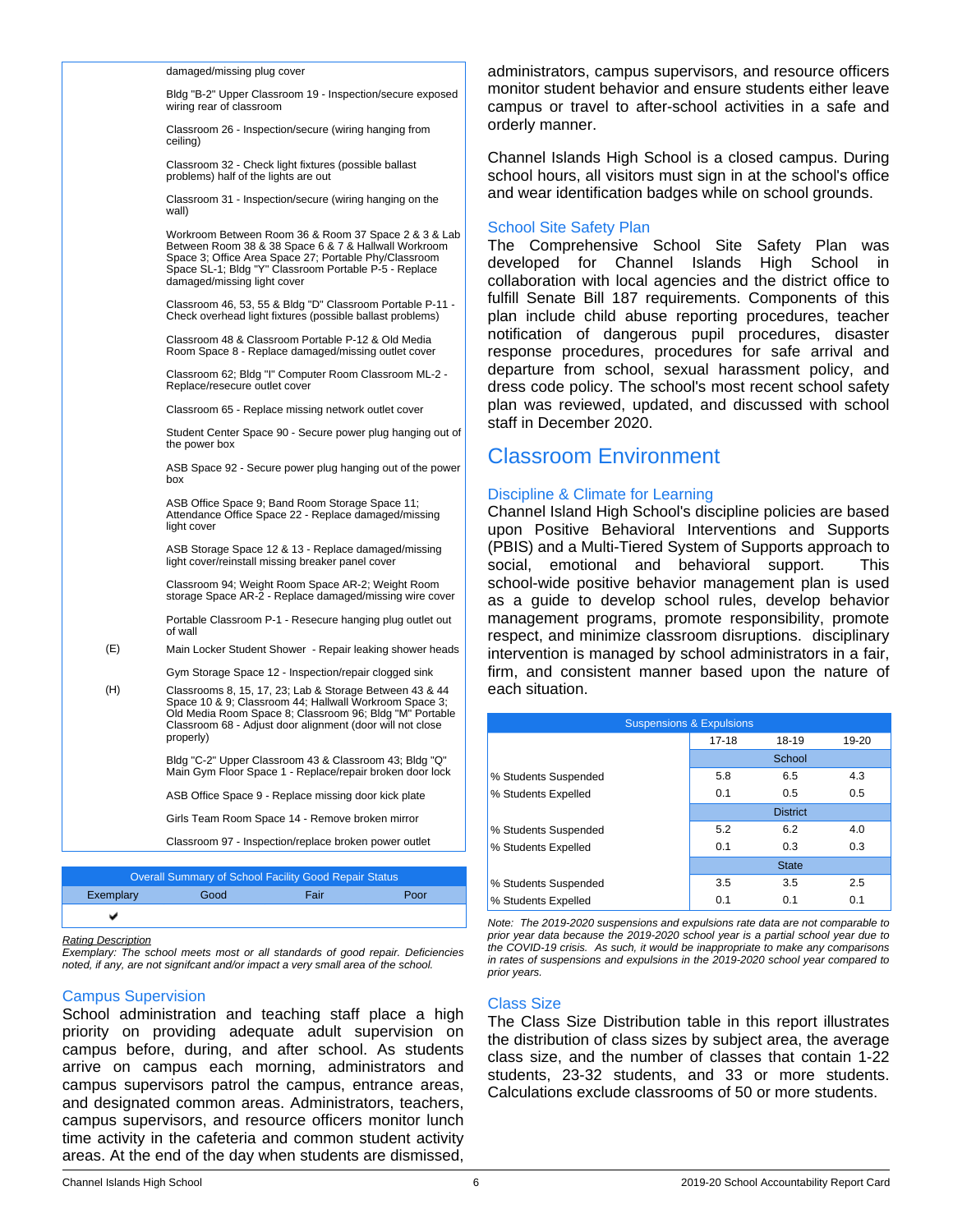| | |
|---|---|
| | damaged/missing plug cover |
| | Bldg "B-2" Upper Classroom 19 - Inspection/secure exposed wiring rear of classroom |
| | Classroom 26 - Inspection/secure (wiring hanging from ceiling) |
| | Classroom 32 - Check light fixtures (possible ballast problems) half of the lights are out |
| | Classroom 31 - Inspection/secure (wiring hanging on the wall) |
| | Workroom Between Room 36 & Room 37 Space 2 & 3 & Lab Between Room 38 & 38 Space 6 & 7 & Hallwall Workroom Space 3; Office Area Space 27; Portable Phy/Classroom Space SL-1; Bldg "Y" Classroom Portable P-5 - Replace damaged/missing light cover |
| | Classroom 46, 53, 55 & Bldg "D" Classroom Portable P-11 - Check overhead light fixtures (possible ballast problems) |
| | Classroom 48 & Classroom Portable P-12 & Old Media Room Space 8 - Replace damaged/missing outlet cover |
| | Classroom 62; Bldg "I" Computer Room Classroom ML-2 - Replace/resecure outlet cover |
| | Classroom 65 - Replace missing network outlet cover |
| | Student Center Space 90 - Secure power plug hanging out of the power box |
| | ASB Space 92 - Secure power plug hanging out of the power box |
| | ASB Office Space 9; Band Room Storage Space 11; Attendance Office Space 22 - Replace damaged/missing light cover |
| | ASB Storage Space 12 & 13 - Replace damaged/missing light cover/reinstall missing breaker panel cover |
| | Classroom 94; Weight Room Space AR-2; Weight Room storage Space AR-2 - Replace damaged/missing wire cover |
| | Portable Classroom P-1 - Resecure hanging plug outlet out of wall |
| (E) | Main Locker Student Shower - Repair leaking shower heads |
| | Gym Storage Space 12 - Inspection/repair clogged sink |
| (H) | Classrooms 8, 15, 17, 23; Lab & Storage Between 43 & 44 Space 10 & 9; Classroom 44; Hallwall Workroom Space 3; Old Media Room Space 8; Classroom 96; Bldg "M" Portable Classroom 68 - Adjust door alignment (door will not close properly) |
| | Bldg "C-2" Upper Classroom 43 & Classroom 43; Bldg "Q" Main Gym Floor Space 1 - Replace/repair broken door lock |
| | ASB Office Space 9 - Replace missing door kick plate |
| | Girls Team Room Space 14 - Remove broken mirror |
| | Classroom 97 - Inspection/replace broken power outlet |

| Overall Summary of School Facility Good Repair Status | | | |
|---|---|---|---|
| Exemplary | Good | Fair | Poor |
| ✔ | | | |

*Rating Description*
*Exemplary: The school meets most or all standards of good repair. Deficiencies noted, if any, are not signifcant and/or impact a very small area of the school.*

## Campus Supervision

School administration and teaching staff place a high priority on providing adequate adult supervision on campus before, during, and after school. As students arrive on campus each morning, administrators and campus supervisors patrol the campus, entrance areas, and designated common areas. Administrators, teachers, campus supervisors, and resource officers monitor lunch time activity in the cafeteria and common student activity areas. At the end of the day when students are dismissed, administrators, campus supervisors, and resource officers monitor student behavior and ensure students either leave campus or travel to after-school activities in a safe and orderly manner.

Channel Islands High School is a closed campus. During school hours, all visitors must sign in at the school's office and wear identification badges while on school grounds.

## School Site Safety Plan

The Comprehensive School Site Safety Plan was developed for Channel Islands High School in collaboration with local agencies and the district office to fulfill Senate Bill 187 requirements. Components of this plan include child abuse reporting procedures, teacher notification of dangerous pupil procedures, disaster response procedures, procedures for safe arrival and departure from school, sexual harassment policy, and dress code policy. The school's most recent school safety plan was reviewed, updated, and discussed with school staff in December 2020.

# Classroom Environment

## Discipline & Climate for Learning

Channel Island High School's discipline policies are based upon Positive Behavioral Interventions and Supports (PBIS) and a Multi-Tiered System of Supports approach to social, emotional and behavioral support. This school-wide positive behavior management plan is used as a guide to develop school rules, develop behavior management programs, promote responsibility, promote respect, and minimize classroom disruptions. disciplinary intervention is managed by school administrators in a fair, firm, and consistent manner based upon the nature of each situation.

| Suspensions & Expulsions | | | |
|---|---|---|---|
| | 17-18 | 18-19 | 19-20 |
| | School | | |
| % Students Suspended | 5.8 | 6.5 | 4.3 |
| % Students Expelled | 0.1 | 0.5 | 0.5 |
| | District | | |
| % Students Suspended | 5.2 | 6.2 | 4.0 |
| % Students Expelled | 0.1 | 0.3 | 0.3 |
| | State | | |
| % Students Suspended | 3.5 | 3.5 | 2.5 |
| % Students Expelled | 0.1 | 0.1 | 0.1 |

*Note: The 2019-2020 suspensions and expulsions rate data are not comparable to prior year data because the 2019-2020 school year is a partial school year due to the COVID-19 crisis. As such, it would be inappropriate to make any comparisons in rates of suspensions and expulsions in the 2019-2020 school year compared to prior years.*

## Class Size

The Class Size Distribution table in this report illustrates the distribution of class sizes by subject area, the average class size, and the number of classes that contain 1-22 students, 23-32 students, and 33 or more students. Calculations exclude classrooms of 50 or more students.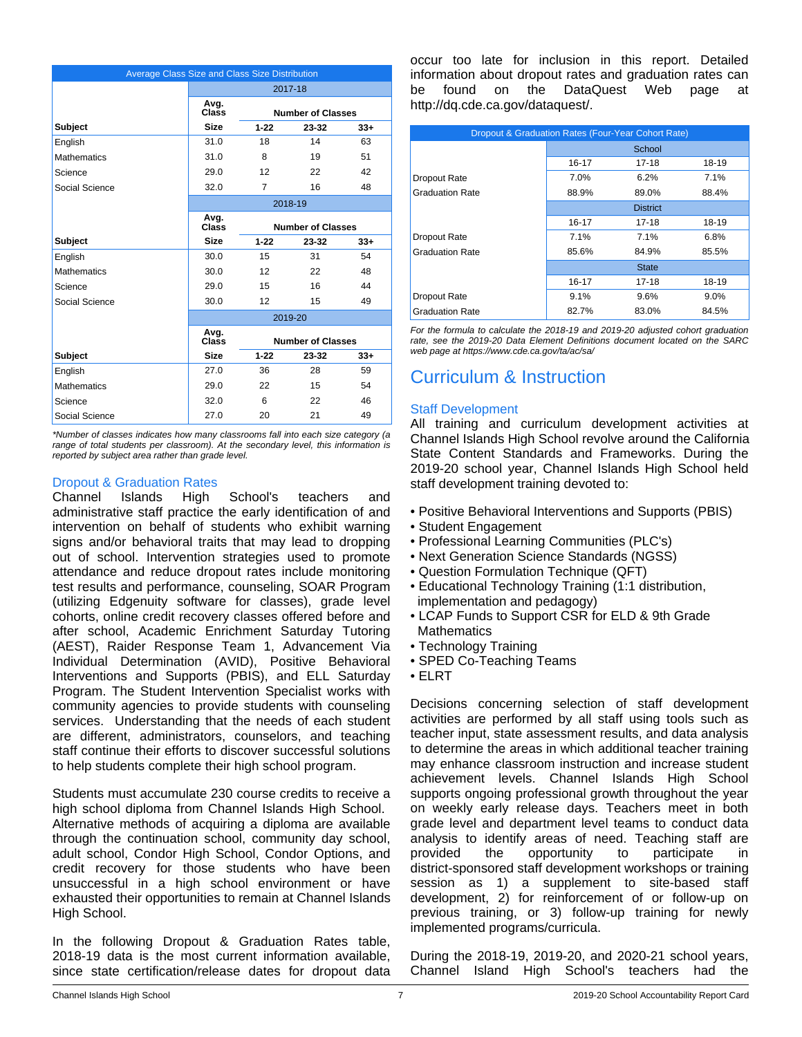| Average Class Size and Class Size Distribution | | | | |
|---|---|---|---|---|
| | 2017-18 | | | |
| Subject | Avg. Class Size | Number of Classes 1-22 | 23-32 | 33+ |
| English | 31.0 | 18 | 14 | 63 |
| Mathematics | 31.0 | 8 | 19 | 51 |
| Science | 29.0 | 12 | 22 | 42 |
| Social Science | 32.0 | 7 | 16 | 48 |
| | 2018-19 | | | |
| Subject | Avg. Class Size | Number of Classes 1-22 | 23-32 | 33+ |
| English | 30.0 | 15 | 31 | 54 |
| Mathematics | 30.0 | 12 | 22 | 48 |
| Science | 29.0 | 15 | 16 | 44 |
| Social Science | 30.0 | 12 | 15 | 49 |
| | 2019-20 | | | |
| Subject | Avg. Class Size | Number of Classes 1-22 | 23-32 | 33+ |
| English | 27.0 | 36 | 28 | 59 |
| Mathematics | 29.0 | 22 | 15 | 54 |
| Science | 32.0 | 6 | 22 | 46 |
| Social Science | 27.0 | 20 | 21 | 49 |

*\*Number of classes indicates how many classrooms fall into each size category (a range of total students per classroom). At the secondary level, this information is reported by subject area rather than grade level.*

## Dropout & Graduation Rates

Channel Islands High School's teachers and administrative staff practice the early identification of and intervention on behalf of students who exhibit warning signs and/or behavioral traits that may lead to dropping out of school. Intervention strategies used to promote attendance and reduce dropout rates include monitoring test results and performance, counseling, SOAR Program (utilizing Edgenuity software for classes), grade level cohorts, online credit recovery classes offered before and after school, Academic Enrichment Saturday Tutoring (AEST), Raider Response Team 1, Advancement Via Individual Determination (AVID), Positive Behavioral Interventions and Supports (PBIS), and ELL Saturday Program. The Student Intervention Specialist works with community agencies to provide students with counseling services. Understanding that the needs of each student are different, administrators, counselors, and teaching staff continue their efforts to discover successful solutions to help students complete their high school program.

Students must accumulate 230 course credits to receive a high school diploma from Channel Islands High School. Alternative methods of acquiring a diploma are available through the continuation school, community day school, adult school, Condor High School, Condor Options, and credit recovery for those students who have been unsuccessful in a high school environment or have exhausted their opportunities to remain at Channel Islands High School.

In the following Dropout & Graduation Rates table, 2018-19 data is the most current information available, since state certification/release dates for dropout data occur too late for inclusion in this report. Detailed information about dropout rates and graduation rates can be found on the DataQuest Web page at http://dq.cde.ca.gov/dataquest/.

| Dropout & Graduation Rates (Four-Year Cohort Rate) | | | |
|---|---|---|---|
| | School | | |
| | 16-17 | 17-18 | 18-19 |
| Dropout Rate | 7.0% | 6.2% | 7.1% |
| Graduation Rate | 88.9% | 89.0% | 88.4% |
| | District | | |
| | 16-17 | 17-18 | 18-19 |
| Dropout Rate | 7.1% | 7.1% | 6.8% |
| Graduation Rate | 85.6% | 84.9% | 85.5% |
| | State | | |
| | 16-17 | 17-18 | 18-19 |
| Dropout Rate | 9.1% | 9.6% | 9.0% |
| Graduation Rate | 82.7% | 83.0% | 84.5% |

*For the formula to calculate the 2018-19 and 2019-20 adjusted cohort graduation rate, see the 2019-20 Data Element Definitions document located on the SARC web page at https://www.cde.ca.gov/ta/ac/sa/*

# Curriculum & Instruction

## Staff Development

All training and curriculum development activities at Channel Islands High School revolve around the California State Content Standards and Frameworks. During the 2019-20 school year, Channel Islands High School held staff development training devoted to:

- Positive Behavioral Interventions and Supports (PBIS)
- Student Engagement
- Professional Learning Communities (PLC's)
- Next Generation Science Standards (NGSS)
- Question Formulation Technique (QFT)
- Educational Technology Training (1:1 distribution, implementation and pedagogy)
- LCAP Funds to Support CSR for ELD & 9th Grade Mathematics
- Technology Training
- SPED Co-Teaching Teams
- ELRT

Decisions concerning selection of staff development activities are performed by all staff using tools such as teacher input, state assessment results, and data analysis to determine the areas in which additional teacher training may enhance classroom instruction and increase student achievement levels. Channel Islands High School supports ongoing professional growth throughout the year on weekly early release days. Teachers meet in both grade level and department level teams to conduct data analysis to identify areas of need. Teaching staff are provided the opportunity to participate in district-sponsored staff development workshops or training session as 1) a supplement to site-based staff development, 2) for reinforcement of or follow-up on previous training, or 3) follow-up training for newly implemented programs/curricula.

During the 2018-19, 2019-20, and 2020-21 school years, Channel Island High School's teachers had the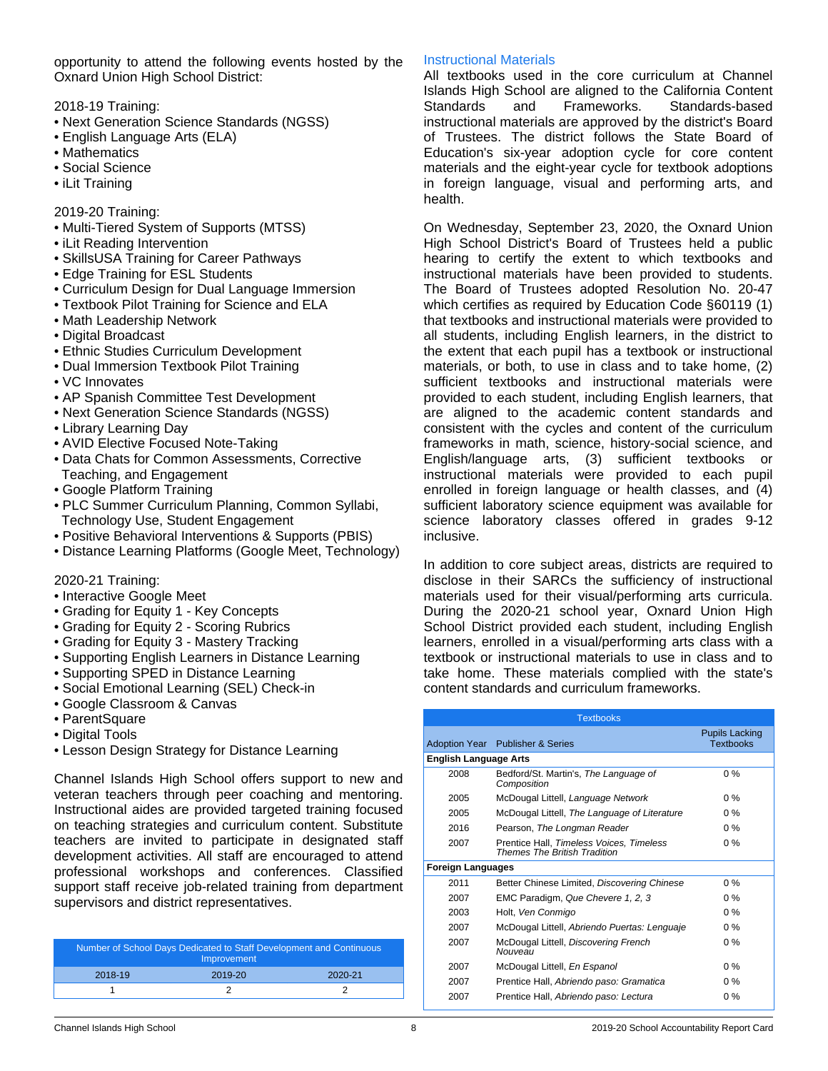opportunity to attend the following events hosted by the Oxnard Union High School District:

2018-19 Training:
- Next Generation Science Standards (NGSS)
- English Language Arts (ELA)
- Mathematics
- Social Science
- iLit Training

2019-20 Training:
- Multi-Tiered System of Supports (MTSS)
- iLit Reading Intervention
- SkillsUSA Training for Career Pathways
- Edge Training for ESL Students
- Curriculum Design for Dual Language Immersion
- Textbook Pilot Training for Science and ELA
- Math Leadership Network
- Digital Broadcast
- Ethnic Studies Curriculum Development
- Dual Immersion Textbook Pilot Training
- VC Innovates
- AP Spanish Committee Test Development
- Next Generation Science Standards (NGSS)
- Library Learning Day
- AVID Elective Focused Note-Taking
- Data Chats for Common Assessments, Corrective Teaching, and Engagement
- Google Platform Training
- PLC Summer Curriculum Planning, Common Syllabi, Technology Use, Student Engagement
- Positive Behavioral Interventions & Supports (PBIS)
- Distance Learning Platforms (Google Meet, Technology)

2020-21 Training:
- Interactive Google Meet
- Grading for Equity 1 - Key Concepts
- Grading for Equity 2 - Scoring Rubrics
- Grading for Equity 3 - Mastery Tracking
- Supporting English Learners in Distance Learning
- Supporting SPED in Distance Learning
- Social Emotional Learning (SEL) Check-in
- Google Classroom & Canvas
- ParentSquare
- Digital Tools
- Lesson Design Strategy for Distance Learning

Channel Islands High School offers support to new and veteran teachers through peer coaching and mentoring. Instructional aides are provided targeted training focused on teaching strategies and curriculum content. Substitute teachers are invited to participate in designated staff development activities. All staff are encouraged to attend professional workshops and conferences. Classified support staff receive job-related training from department supervisors and district representatives.

| Number of School Days Dedicated to Staff Development and Continuous Improvement | | |
|---|---|---|
| 2018-19 | 2019-20 | 2020-21 |
| 1 | 2 | 2 |

## Instructional Materials

All textbooks used in the core curriculum at Channel Islands High School are aligned to the California Content Standards and Frameworks. Standards-based instructional materials are approved by the district's Board of Trustees. The district follows the State Board of Education's six-year adoption cycle for core content materials and the eight-year cycle for textbook adoptions in foreign language, visual and performing arts, and health.

On Wednesday, September 23, 2020, the Oxnard Union High School District's Board of Trustees held a public hearing to certify the extent to which textbooks and instructional materials have been provided to students. The Board of Trustees adopted Resolution No. 20-47 which certifies as required by Education Code §60119 (1) that textbooks and instructional materials were provided to all students, including English learners, in the district to the extent that each pupil has a textbook or instructional materials, or both, to use in class and to take home, (2) sufficient textbooks and instructional materials were provided to each student, including English learners, that are aligned to the academic content standards and consistent with the cycles and content of the curriculum frameworks in math, science, history-social science, and English/language arts, (3) sufficient textbooks or instructional materials were provided to each pupil enrolled in foreign language or health classes, and (4) sufficient laboratory science equipment was available for science laboratory classes offered in grades 9-12 inclusive.

In addition to core subject areas, districts are required to disclose in their SARCs the sufficiency of instructional materials used for their visual/performing arts curricula. During the 2020-21 school year, Oxnard Union High School District provided each student, including English learners, enrolled in a visual/performing arts class with a textbook or instructional materials to use in class and to take home. These materials complied with the state's content standards and curriculum frameworks.

| Textbooks | | |
|---|---|---|
| Adoption Year | Publisher & Series | Pupils Lacking Textbooks |
| **English Language Arts** | | |
| 2008 | Bedford/St. Martin's, *The Language of Composition* | 0 % |
| 2005 | McDougal Littell, *Language Network* | 0 % |
| 2005 | McDougal Littell, *The Language of Literature* | 0 % |
| 2016 | Pearson, *The Longman Reader* | 0 % |
| 2007 | Prentice Hall, *Timeless Voices, Timeless Themes The British Tradition* | 0 % |
| **Foreign Languages** | | |
| 2011 | Better Chinese Limited, *Discovering Chinese* | 0 % |
| 2007 | EMC Paradigm, *Que Chevere 1, 2, 3* | 0 % |
| 2003 | Holt, *Ven Conmigo* | 0 % |
| 2007 | McDougal Littell, *Abriendo Puertas: Lenguaje* | 0 % |
| 2007 | McDougal Littell, *Discovering French Nouveau* | 0 % |
| 2007 | McDougal Littell, *En Espanol* | 0 % |
| 2007 | Prentice Hall, *Abriendo paso: Gramatica* | 0 % |
| 2007 | Prentice Hall, *Abriendo paso: Lectura* | 0 % |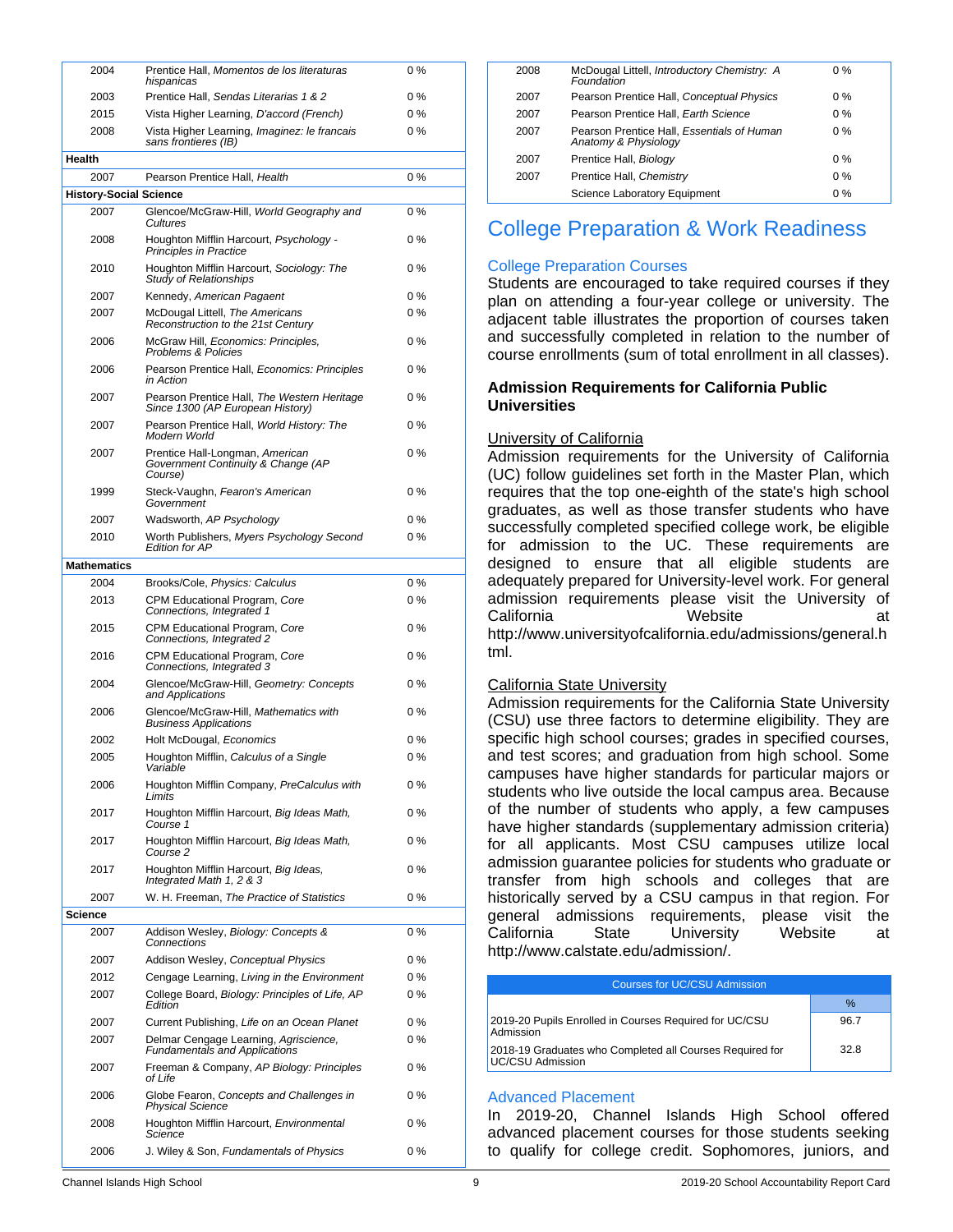| | | |
|---|---|---|
| 2004 | Prentice Hall, *Momentos de los literaturas hispanicas* | 0 % |
| 2003 | Prentice Hall, *Sendas Literarias 1 & 2* | 0 % |
| 2015 | Vista Higher Learning, *D'accord (French)* | 0 % |
| 2008 | Vista Higher Learning, *Imaginez: le francais sans frontieres (IB)* | 0 % |
| **Health** | | |
| 2007 | Pearson Prentice Hall, *Health* | 0 % |
| **History-Social Science** | | |
| 2007 | Glencoe/McGraw-Hill, *World Geography and Cultures* | 0 % |
| 2008 | Houghton Mifflin Harcourt, *Psychology - Principles in Practice* | 0 % |
| 2010 | Houghton Mifflin Harcourt, *Sociology: The Study of Relationships* | 0 % |
| 2007 | Kennedy, *American Pagaent* | 0 % |
| 2007 | McDougal Littell, *The Americans Reconstruction to the 21st Century* | 0 % |
| 2006 | McGraw Hill, *Economics: Principles, Problems & Policies* | 0 % |
| 2006 | Pearson Prentice Hall, *Economics: Principles in Action* | 0 % |
| 2007 | Pearson Prentice Hall, *The Western Heritage Since 1300 (AP European History)* | 0 % |
| 2007 | Pearson Prentice Hall, *World History: The Modern World* | 0 % |
| 2007 | Prentice Hall-Longman, *American Government Continuity & Change (AP Course)* | 0 % |
| 1999 | Steck-Vaughn, *Fearon's American Government* | 0 % |
| 2007 | Wadsworth, *AP Psychology* | 0 % |
| 2010 | Worth Publishers, *Myers Psychology Second Edition for AP* | 0 % |
| **Mathematics** | | |
| 2004 | Brooks/Cole, *Physics: Calculus* | 0 % |
| 2013 | CPM Educational Program, *Core Connections, Integrated 1* | 0 % |
| 2015 | CPM Educational Program, *Core Connections, Integrated 2* | 0 % |
| 2016 | CPM Educational Program, *Core Connections, Integrated 3* | 0 % |
| 2004 | Glencoe/McGraw-Hill, *Geometry: Concepts and Applications* | 0 % |
| 2006 | Glencoe/McGraw-Hill, *Mathematics with Business Applications* | 0 % |
| 2002 | Holt McDougal, *Economics* | 0 % |
| 2005 | Houghton Mifflin, *Calculus of a Single Variable* | 0 % |
| 2006 | Houghton Mifflin Company, *PreCalculus with Limits* | 0 % |
| 2017 | Houghton Mifflin Harcourt, *Big Ideas Math, Course 1* | 0 % |
| 2017 | Houghton Mifflin Harcourt, *Big Ideas Math, Course 2* | 0 % |
| 2017 | Houghton Mifflin Harcourt, *Big Ideas, Integrated Math 1, 2 & 3* | 0 % |
| 2007 | W. H. Freeman, *The Practice of Statistics* | 0 % |
| **Science** | | |
| 2007 | Addison Wesley, *Biology: Concepts & Connections* | 0 % |
| 2007 | Addison Wesley, *Conceptual Physics* | 0 % |
| 2012 | Cengage Learning, *Living in the Environment* | 0 % |
| 2007 | College Board, *Biology: Principles of Life, AP Edition* | 0 % |
| 2007 | Current Publishing, *Life on an Ocean Planet* | 0 % |
| 2007 | Delmar Cengage Learning, *Agriscience, Fundamentals and Applications* | 0 % |
| 2007 | Freeman & Company, *AP Biology: Principles of Life* | 0 % |
| 2006 | Globe Fearon, *Concepts and Challenges in Physical Science* | 0 % |
| 2008 | Houghton Mifflin Harcourt, *Environmental Science* | 0 % |
| 2006 | J. Wiley & Son, *Fundamentals of Physics* | 0 % |
| 2008 | McDougal Littell, *Introductory Chemistry: A Foundation* | 0 % |
| 2007 | Pearson Prentice Hall, *Conceptual Physics* | 0 % |
| 2007 | Pearson Prentice Hall, *Earth Science* | 0 % |
| 2007 | Pearson Prentice Hall, *Essentials of Human Anatomy & Physiology* | 0 % |
| 2007 | Prentice Hall, *Biology* | 0 % |
| 2007 | Prentice Hall, *Chemistry* | 0 % |
| | Science Laboratory Equipment | 0 % |

# College Preparation & Work Readiness

## College Preparation Courses

Students are encouraged to take required courses if they plan on attending a four-year college or university. The adjacent table illustrates the proportion of courses taken and successfully completed in relation to the number of course enrollments (sum of total enrollment in all classes).

### Admission Requirements for California Public Universities

University of California

Admission requirements for the University of California (UC) follow guidelines set forth in the Master Plan, which requires that the top one-eighth of the state's high school graduates, as well as those transfer students who have successfully completed specified college work, be eligible for admission to the UC. These requirements are designed to ensure that all eligible students are adequately prepared for University-level work. For general admission requirements please visit the University of California Website at http://www.universityofcalifornia.edu/admissions/general.html.

California State University

Admission requirements for the California State University (CSU) use three factors to determine eligibility. They are specific high school courses; grades in specified courses, and test scores; and graduation from high school. Some campuses have higher standards for particular majors or students who live outside the local campus area. Because of the number of students who apply, a few campuses have higher standards (supplementary admission criteria) for all applicants. Most CSU campuses utilize local admission guarantee policies for students who graduate or transfer from high schools and colleges that are historically served by a CSU campus in that region. For general admissions requirements, please visit the California State University Website at http://www.calstate.edu/admission/.

| Courses for UC/CSU Admission | % |
|---|---|
| 2019-20 Pupils Enrolled in Courses Required for UC/CSU Admission | 96.7 |
| 2018-19 Graduates who Completed all Courses Required for UC/CSU Admission | 32.8 |

## Advanced Placement

In 2019-20, Channel Islands High School offered advanced placement courses for those students seeking to qualify for college credit. Sophomores, juniors, and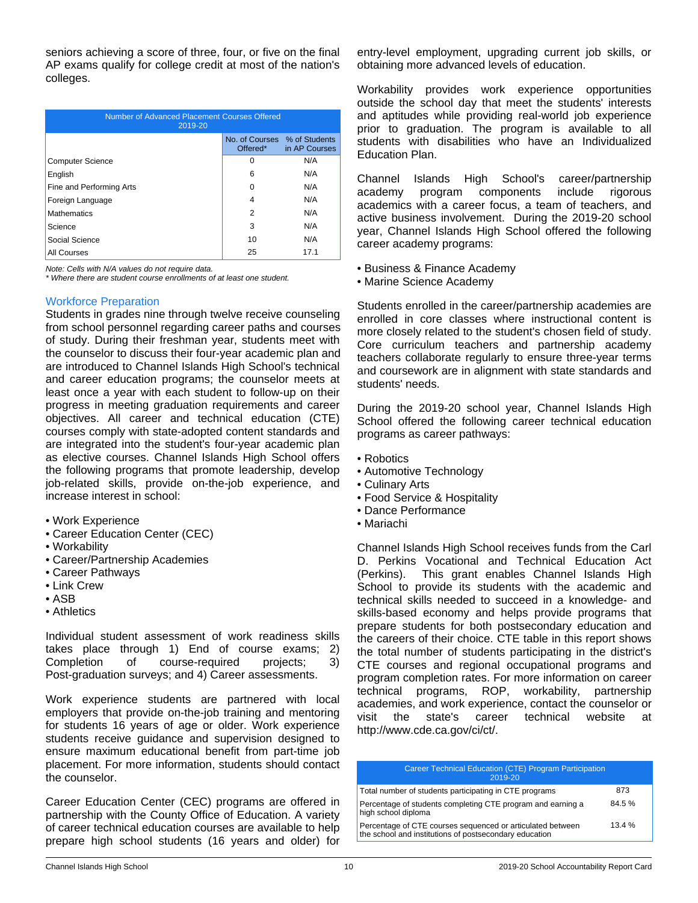seniors achieving a score of three, four, or five on the final AP exams qualify for college credit at most of the nation's colleges.

| Number of Advanced Placement Courses Offered 2019-20 | | |
|---|---|---|
| | No. of Courses Offered* | % of Students in AP Courses |
| Computer Science | 0 | N/A |
| English | 6 | N/A |
| Fine and Performing Arts | 0 | N/A |
| Foreign Language | 4 | N/A |
| Mathematics | 2 | N/A |
| Science | 3 | N/A |
| Social Science | 10 | N/A |
| All Courses | 25 | 17.1 |

*Note: Cells with N/A values do not require data.*
*\* Where there are student course enrollments of at least one student.*

## Workforce Preparation

Students in grades nine through twelve receive counseling from school personnel regarding career paths and courses of study. During their freshman year, students meet with the counselor to discuss their four-year academic plan and are introduced to Channel Islands High School's technical and career education programs; the counselor meets at least once a year with each student to follow-up on their progress in meeting graduation requirements and career objectives. All career and technical education (CTE) courses comply with state-adopted content standards and are integrated into the student's four-year academic plan as elective courses. Channel Islands High School offers the following programs that promote leadership, develop job-related skills, provide on-the-job experience, and increase interest in school:

- Work Experience
- Career Education Center (CEC)
- Workability
- Career/Partnership Academies
- Career Pathways
- Link Crew
- ASB
- Athletics

Individual student assessment of work readiness skills takes place through 1) End of course exams; 2) Completion of course-required projects; 3) Post-graduation surveys; and 4) Career assessments.

Work experience students are partnered with local employers that provide on-the-job training and mentoring for students 16 years of age or older. Work experience students receive guidance and supervision designed to ensure maximum educational benefit from part-time job placement. For more information, students should contact the counselor.

Career Education Center (CEC) programs are offered in partnership with the County Office of Education. A variety of career technical education courses are available to help prepare high school students (16 years and older) for entry-level employment, upgrading current job skills, or obtaining more advanced levels of education.

Workability provides work experience opportunities outside the school day that meet the students' interests and aptitudes while providing real-world job experience prior to graduation. The program is available to all students with disabilities who have an Individualized Education Plan.

Channel Islands High School's career/partnership academy program components include rigorous academics with a career focus, a team of teachers, and active business involvement. During the 2019-20 school year, Channel Islands High School offered the following career academy programs:

- Business & Finance Academy
- Marine Science Academy

Students enrolled in the career/partnership academies are enrolled in core classes where instructional content is more closely related to the student's chosen field of study. Core curriculum teachers and partnership academy teachers collaborate regularly to ensure three-year terms and coursework are in alignment with state standards and students' needs.

During the 2019-20 school year, Channel Islands High School offered the following career technical education programs as career pathways:

- Robotics
- Automotive Technology
- Culinary Arts
- Food Service & Hospitality
- Dance Performance
- Mariachi

Channel Islands High School receives funds from the Carl D. Perkins Vocational and Technical Education Act (Perkins). This grant enables Channel Islands High School to provide its students with the academic and technical skills needed to succeed in a knowledge- and skills-based economy and helps provide programs that prepare students for both postsecondary education and the careers of their choice. CTE table in this report shows the total number of students participating in the district's CTE courses and regional occupational programs and program completion rates. For more information on career technical programs, ROP, workability, partnership academies, and work experience, contact the counselor or visit the state's career technical website at http://www.cde.ca.gov/ci/ct/.

| Career Technical Education (CTE) Program Participation 2019-20 | |
|---|---|
| Total number of students participating in CTE programs | 873 |
| Percentage of students completing CTE program and earning a high school diploma | 84.5 % |
| Percentage of CTE courses sequenced or articulated between the school and institutions of postsecondary education | 13.4 % |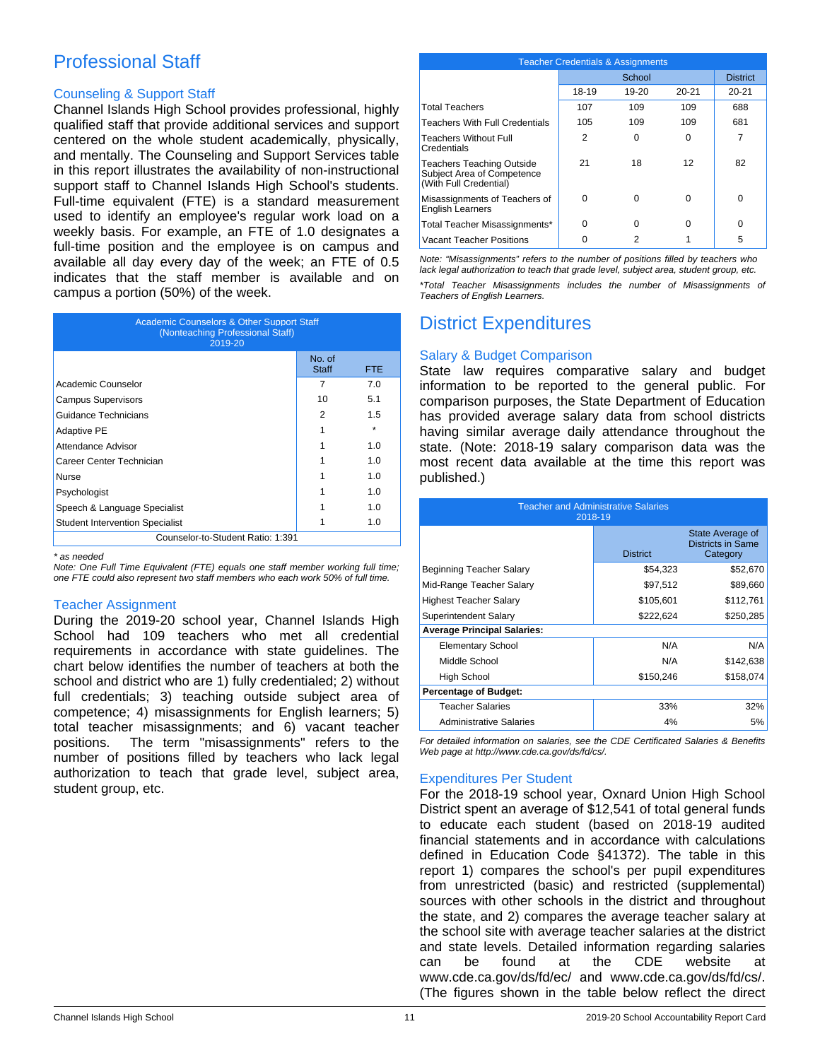# Professional Staff

## Counseling & Support Staff

Channel Islands High School provides professional, highly qualified staff that provide additional services and support centered on the whole student academically, physically, and mentally. The Counseling and Support Services table in this report illustrates the availability of non-instructional support staff to Channel Islands High School's students. Full-time equivalent (FTE) is a standard measurement used to identify an employee's regular work load on a weekly basis. For example, an FTE of 1.0 designates a full-time position and the employee is on campus and available all day every day of the week; an FTE of 0.5 indicates that the staff member is available and on campus a portion (50%) of the week.

| Academic Counselors & Other Support Staff (Nonteaching Professional Staff) 2019-20 | | |
|---|---|---|
| | No. of Staff | FTE |
| Academic Counselor | 7 | 7.0 |
| Campus Supervisors | 10 | 5.1 |
| Guidance Technicians | 2 | 1.5 |
| Adaptive PE | 1 | * |
| Attendance Advisor | 1 | 1.0 |
| Career Center Technician | 1 | 1.0 |
| Nurse | 1 | 1.0 |
| Psychologist | 1 | 1.0 |
| Speech & Language Specialist | 1 | 1.0 |
| Student Intervention Specialist | 1 | 1.0 |
| Counselor-to-Student Ratio: 1:391 | | |

*\* as needed*
*Note: One Full Time Equivalent (FTE) equals one staff member working full time; one FTE could also represent two staff members who each work 50% of full time.*

## Teacher Assignment

During the 2019-20 school year, Channel Islands High School had 109 teachers who met all credential requirements in accordance with state guidelines. The chart below identifies the number of teachers at both the school and district who are 1) fully credentialed; 2) without full credentials; 3) teaching outside subject area of competence; 4) misassignments for English learners; 5) total teacher misassignments; and 6) vacant teacher positions. The term "misassignments" refers to the number of positions filled by teachers who lack legal authorization to teach that grade level, subject area, student group, etc.

| Teacher Credentials & Assignments | | | | |
|---|---|---|---|---|
| | School | | | District |
| | 18-19 | 19-20 | 20-21 | 20-21 |
| Total Teachers | 107 | 109 | 109 | 688 |
| Teachers With Full Credentials | 105 | 109 | 109 | 681 |
| Teachers Without Full Credentials | 2 | 0 | 0 | 7 |
| Teachers Teaching Outside Subject Area of Competence (With Full Credential) | 21 | 18 | 12 | 82 |
| Misassignments of Teachers of English Learners | 0 | 0 | 0 | 0 |
| Total Teacher Misassignments* | 0 | 0 | 0 | 0 |
| Vacant Teacher Positions | 0 | 2 | 1 | 5 |

*Note: "Misassignments" refers to the number of positions filled by teachers who lack legal authorization to teach that grade level, subject area, student group, etc.*

*\*Total Teacher Misassignments includes the number of Misassignments of Teachers of English Learners.*

# District Expenditures

## Salary & Budget Comparison

State law requires comparative salary and budget information to be reported to the general public. For comparison purposes, the State Department of Education has provided average salary data from school districts having similar average daily attendance throughout the state. (Note: 2018-19 salary comparison data was the most recent data available at the time this report was published.)

| Teacher and Administrative Salaries 2018-19 | | |
|---|---|---|
| | District | State Average of Districts in Same Category |
| Beginning Teacher Salary | $54,323 | $52,670 |
| Mid-Range Teacher Salary | $97,512 | $89,660 |
| Highest Teacher Salary | $105,601 | $112,761 |
| Superintendent Salary | $222,624 | $250,285 |
| **Average Principal Salaries:** | | |
| Elementary School | N/A | N/A |
| Middle School | N/A | $142,638 |
| High School | $150,246 | $158,074 |
| **Percentage of Budget:** | | |
| Teacher Salaries | 33% | 32% |
| Administrative Salaries | 4% | 5% |

*For detailed information on salaries, see the CDE Certificated Salaries & Benefits Web page at http://www.cde.ca.gov/ds/fd/cs/.*

## Expenditures Per Student

For the 2018-19 school year, Oxnard Union High School District spent an average of $12,541 of total general funds to educate each student (based on 2018-19 audited financial statements and in accordance with calculations defined in Education Code §41372). The table in this report 1) compares the school's per pupil expenditures from unrestricted (basic) and restricted (supplemental) sources with other schools in the district and throughout the state, and 2) compares the average teacher salary at the school site with average teacher salaries at the district and state levels. Detailed information regarding salaries can be found at the CDE website at www.cde.ca.gov/ds/fd/ec/ and www.cde.ca.gov/ds/fd/cs/. (The figures shown in the table below reflect the direct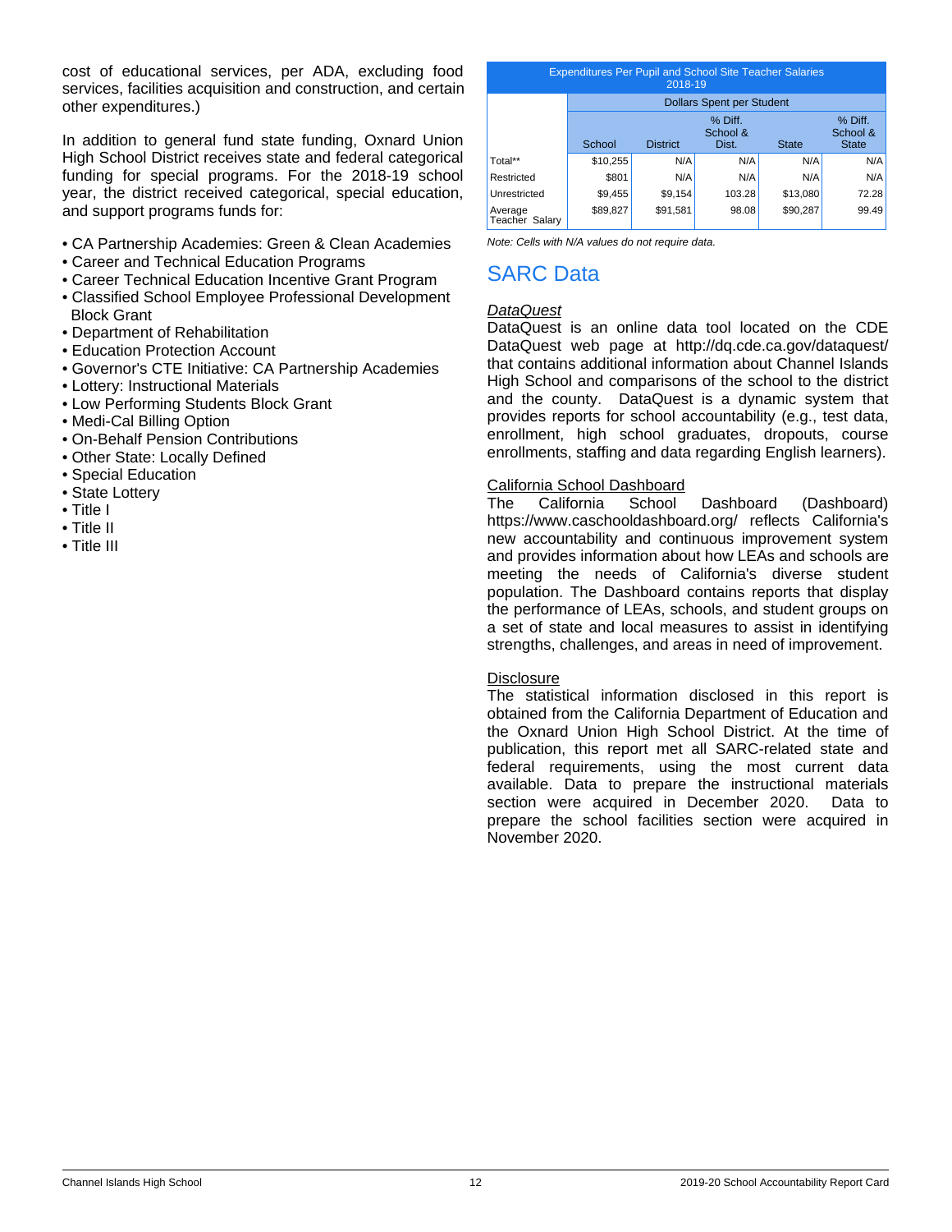cost of educational services, per ADA, excluding food services, facilities acquisition and construction, and certain other expenditures.)

In addition to general fund state funding, Oxnard Union High School District receives state and federal categorical funding for special programs. For the 2018-19 school year, the district received categorical, special education, and support programs funds for:

- CA Partnership Academies: Green & Clean Academies
- Career and Technical Education Programs
- Career Technical Education Incentive Grant Program
- Classified School Employee Professional Development Block Grant
- Department of Rehabilitation
- Education Protection Account
- Governor's CTE Initiative: CA Partnership Academies
- Lottery: Instructional Materials
- Low Performing Students Block Grant
- Medi-Cal Billing Option
- On-Behalf Pension Contributions
- Other State: Locally Defined
- Special Education
- State Lottery
- Title I
- Title II
- Title III

**Expenditures Per Pupil and School Site Teacher Salaries 2018-19**

| | Dollars Spent per Student | | | | |
|---|---|---|---|---|---|
| | School | District | % Diff. School & Dist. | State | % Diff. School & State |
| Total** | $10,255 | N/A | N/A | N/A | N/A |
| Restricted | $801 | N/A | N/A | N/A | N/A |
| Unrestricted | $9,455 | $9,154 | 103.28 | $13,080 | 72.28 |
| Average Teacher Salary | $89,827 | $91,581 | 98.08 | $90,287 | 99.49 |

*Note: Cells with N/A values do not require data.*

## SARC Data

*DataQuest*
DataQuest is an online data tool located on the CDE DataQuest web page at http://dq.cde.ca.gov/dataquest/ that contains additional information about Channel Islands High School and comparisons of the school to the district and the county. DataQuest is a dynamic system that provides reports for school accountability (e.g., test data, enrollment, high school graduates, dropouts, course enrollments, staffing and data regarding English learners).

California School Dashboard
The California School Dashboard (Dashboard) https://www.caschooldashboard.org/ reflects California's new accountability and continuous improvement system and provides information about how LEAs and schools are meeting the needs of California's diverse student population. The Dashboard contains reports that display the performance of LEAs, schools, and student groups on a set of state and local measures to assist in identifying strengths, challenges, and areas in need of improvement.

Disclosure
The statistical information disclosed in this report is obtained from the California Department of Education and the Oxnard Union High School District. At the time of publication, this report met all SARC-related state and federal requirements, using the most current data available. Data to prepare the instructional materials section were acquired in December 2020. Data to prepare the school facilities section were acquired in November 2020.